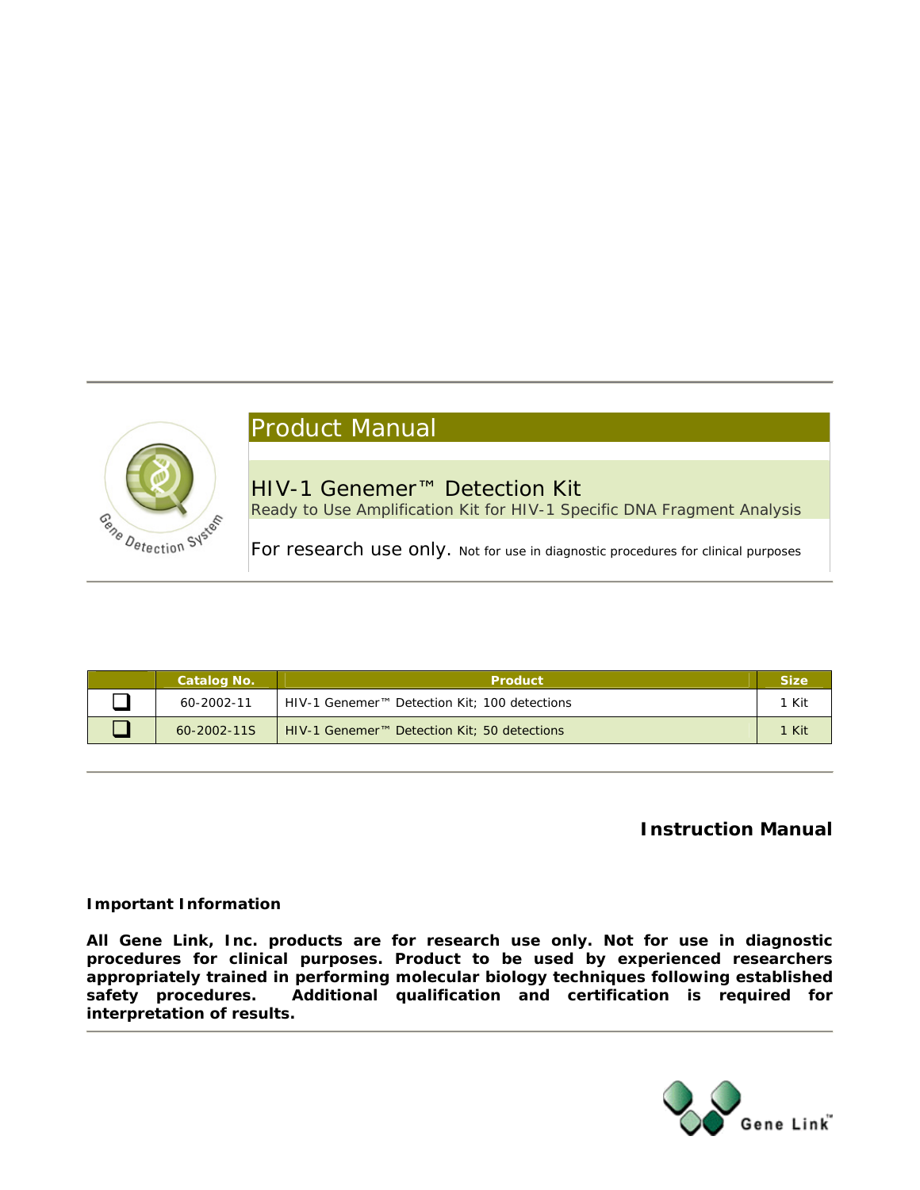# Product Manual

## HIV-1 Genemer™ Detection Kit

Ready to Use Amplification Kit for HIV-1 Specific DNA Fragment Analysis

For research use only. Not for use in diagnostic procedures for clinical purposes

| | Catalog No. | Product | Size |
|---|---|---|---|
| ❑ | 60-2002-11 | HIV-1 Genemer™ Detection Kit; 100 detections | 1 Kit |
| ❑ | 60-2002-11S | HIV-1 Genemer™ Detection Kit; 50 detections | 1 Kit |

**Instruction Manual**

**Important Information**

**All Gene Link, Inc. products are for research use only. Not for use in diagnostic procedures for clinical purposes. Product to be used by experienced researchers appropriately trained in performing molecular biology techniques following established safety procedures. Additional qualification and certification is required for interpretation of results.**

Gene Link™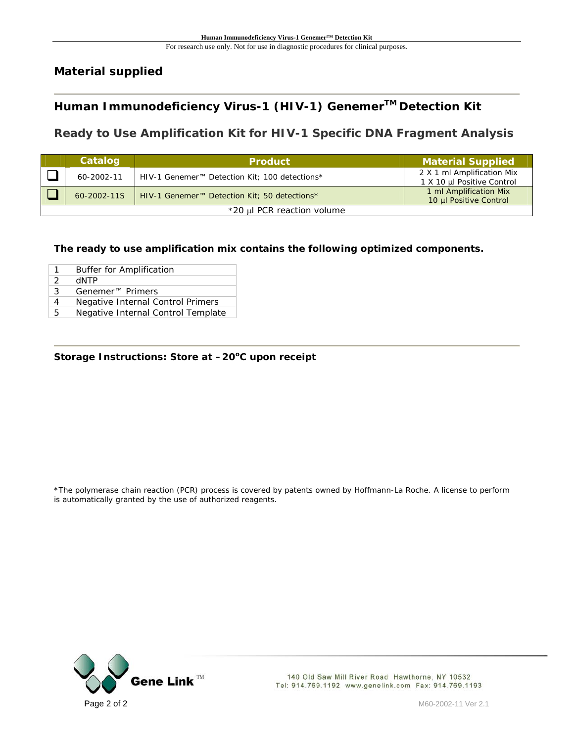## Material supplied

## Human Immunodeficiency Virus-1 (HIV-1) Genemer™ Detection Kit

### Ready to Use Amplification Kit for HIV-1 Specific DNA Fragment Analysis

| | Catalog | Product | Material Supplied |
|---|---|---|---|
| ❑ | 60-2002-11 | HIV-1 Genemer™ Detection Kit; 100 detections* | 2 X 1 ml Amplification Mix<br>1 X 10 µl Positive Control |
| ❑ | 60-2002-11S | HIV-1 Genemer™ Detection Kit; 50 detections* | 1 ml Amplification Mix<br>10 µl Positive Control |
| *20 µl PCR reaction volume | | | |

**The ready to use amplification mix contains the following optimized components.**

| | |
|---|---|
| 1 | Buffer for Amplification |
| 2 | dNTP |
| 3 | Genemer™ Primers |
| 4 | Negative Internal Control Primers |
| 5 | Negative Internal Control Template |

**Storage Instructions: Store at –20°C upon receipt**

*The polymerase chain reaction (PCR) process is covered by patents owned by Hoffmann-La Roche. A license to perform is automatically granted by the use of authorized reagents.

Gene Link™

140 Old Saw Mill River Road Hawthorne, NY 10532
Tel: 914.769.1192 www.genelink.com Fax: 914.769.1193

M60-2002-11 Ver 2.1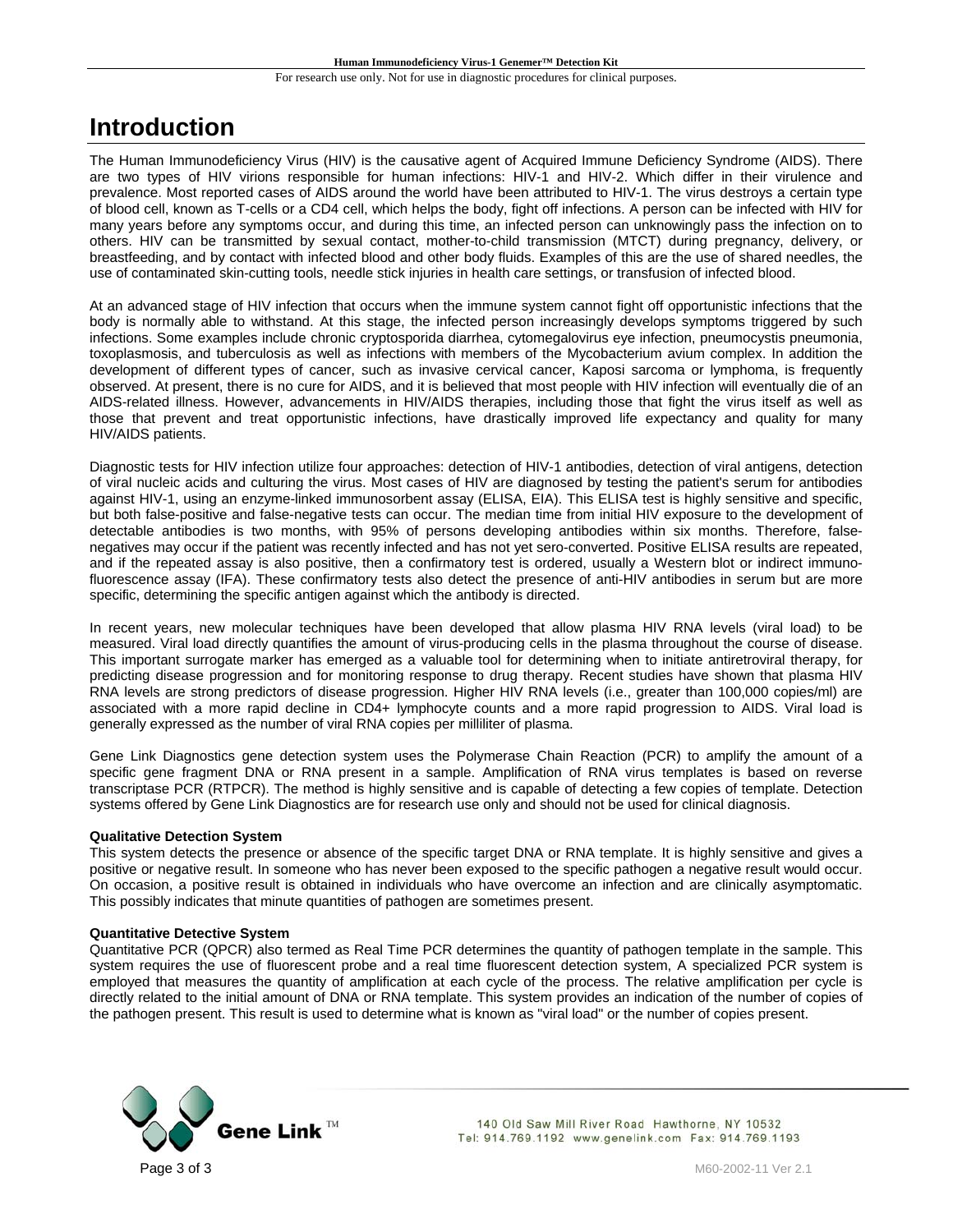# Introduction

The Human Immunodeficiency Virus (HIV) is the causative agent of Acquired Immune Deficiency Syndrome (AIDS). There are two types of HIV virions responsible for human infections: HIV-1 and HIV-2. Which differ in their virulence and prevalence. Most reported cases of AIDS around the world have been attributed to HIV-1. The virus destroys a certain type of blood cell, known as T-cells or a CD4 cell, which helps the body, fight off infections. A person can be infected with HIV for many years before any symptoms occur, and during this time, an infected person can unknowingly pass the infection on to others. HIV can be transmitted by sexual contact, mother-to-child transmission (MTCT) during pregnancy, delivery, or breastfeeding, and by contact with infected blood and other body fluids. Examples of this are the use of shared needles, the use of contaminated skin-cutting tools, needle stick injuries in health care settings, or transfusion of infected blood.

At an advanced stage of HIV infection that occurs when the immune system cannot fight off opportunistic infections that the body is normally able to withstand. At this stage, the infected person increasingly develops symptoms triggered by such infections. Some examples include chronic cryptosporida diarrhea, cytomegalovirus eye infection, pneumocystis pneumonia, toxoplasmosis, and tuberculosis as well as infections with members of the Mycobacterium avium complex. In addition the development of different types of cancer, such as invasive cervical cancer, Kaposi sarcoma or lymphoma, is frequently observed. At present, there is no cure for AIDS, and it is believed that most people with HIV infection will eventually die of an AIDS-related illness. However, advancements in HIV/AIDS therapies, including those that fight the virus itself as well as those that prevent and treat opportunistic infections, have drastically improved life expectancy and quality for many HIV/AIDS patients.

Diagnostic tests for HIV infection utilize four approaches: detection of HIV-1 antibodies, detection of viral antigens, detection of viral nucleic acids and culturing the virus. Most cases of HIV are diagnosed by testing the patient's serum for antibodies against HIV-1, using an enzyme-linked immunosorbent assay (ELISA, EIA). This ELISA test is highly sensitive and specific, but both false-positive and false-negative tests can occur. The median time from initial HIV exposure to the development of detectable antibodies is two months, with 95% of persons developing antibodies within six months. Therefore, false-negatives may occur if the patient was recently infected and has not yet sero-converted. Positive ELISA results are repeated, and if the repeated assay is also positive, then a confirmatory test is ordered, usually a Western blot or indirect immuno-fluorescence assay (IFA). These confirmatory tests also detect the presence of anti-HIV antibodies in serum but are more specific, determining the specific antigen against which the antibody is directed.

In recent years, new molecular techniques have been developed that allow plasma HIV RNA levels (viral load) to be measured. Viral load directly quantifies the amount of virus-producing cells in the plasma throughout the course of disease. This important surrogate marker has emerged as a valuable tool for determining when to initiate antiretroviral therapy, for predicting disease progression and for monitoring response to drug therapy. Recent studies have shown that plasma HIV RNA levels are strong predictors of disease progression. Higher HIV RNA levels (i.e., greater than 100,000 copies/ml) are associated with a more rapid decline in CD4+ lymphocyte counts and a more rapid progression to AIDS. Viral load is generally expressed as the number of viral RNA copies per milliliter of plasma.

Gene Link Diagnostics gene detection system uses the Polymerase Chain Reaction (PCR) to amplify the amount of a specific gene fragment DNA or RNA present in a sample. Amplification of RNA virus templates is based on reverse transcriptase PCR (RTPCR). The method is highly sensitive and is capable of detecting a few copies of template. Detection systems offered by Gene Link Diagnostics are for research use only and should not be used for clinical diagnosis.

**Qualitative Detection System**

This system detects the presence or absence of the specific target DNA or RNA template. It is highly sensitive and gives a positive or negative result. In someone who has never been exposed to the specific pathogen a negative result would occur. On occasion, a positive result is obtained in individuals who have overcome an infection and are clinically asymptomatic. This possibly indicates that minute quantities of pathogen are sometimes present.

**Quantitative Detective System**

Quantitative PCR (QPCR) also termed as Real Time PCR determines the quantity of pathogen template in the sample. This system requires the use of fluorescent probe and a real time fluorescent detection system, A specialized PCR system is employed that measures the quantity of amplification at each cycle of the process. The relative amplification per cycle is directly related to the initial amount of DNA or RNA template. This system provides an indication of the number of copies of the pathogen present. This result is used to determine what is known as "viral load" or the number of copies present.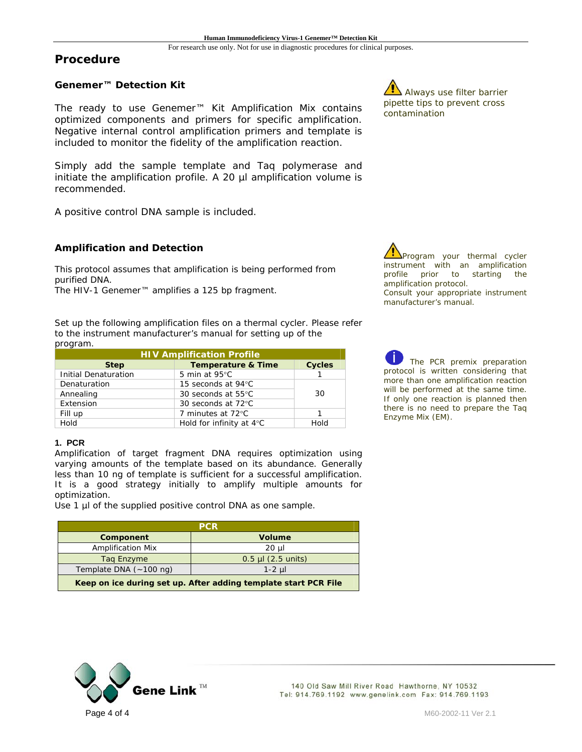# Procedure

## Genemer™ Detection Kit

The ready to use Genemer™ Kit Amplification Mix contains optimized components and primers for specific amplification. Negative internal control amplification primers and template is included to monitor the fidelity of the amplification reaction.

Simply add the sample template and Taq polymerase and initiate the amplification profile. A 20 µl amplification volume is recommended.

A positive control DNA sample is included.

Always use filter barrier pipette tips to prevent cross contamination

## Amplification and Detection

This protocol assumes that amplification is being performed from purified DNA.
The HIV-1 Genemer™ amplifies a 125 bp fragment.

Program your thermal cycler instrument with an amplification profile prior to starting the amplification protocol.
Consult your appropriate instrument manufacturer's manual.

Set up the following amplification files on a thermal cycler. Please refer to the instrument manufacturer's manual for setting up of the program.

| HIV Amplification Profile | | |
|---|---|---|
| **Step** | **Temperature & Time** | **Cycles** |
| Initial Denaturation | 5 min at 95°C | 1 |
| Denaturation | 15 seconds at 94°C | 30 |
| Annealing | 30 seconds at 55°C | |
| Extension | 30 seconds at 72°C | |
| Fill up | 7 minutes at 72°C | 1 |
| Hold | Hold for infinity at 4°C | Hold |

The PCR premix preparation protocol is written considering that more than one amplification reaction will be performed at the same time. If only one reaction is planned then there is no need to prepare the Taq Enzyme Mix (EM).

**1. PCR**
Amplification of target fragment DNA requires optimization using varying amounts of the template based on its abundance. Generally less than 10 ng of template is sufficient for a successful amplification. It is a good strategy initially to amplify multiple amounts for optimization.
Use 1 µl of the supplied positive control DNA as one sample.

| PCR | |
|---|---|
| **Component** | **Volume** |
| Amplification Mix | 20 µl |
| Taq Enzyme | 0.5 µl (2.5 units) |
| Template DNA (~100 ng) | 1-2 µl |
| **Keep on ice during set up. After adding template start PCR File** | |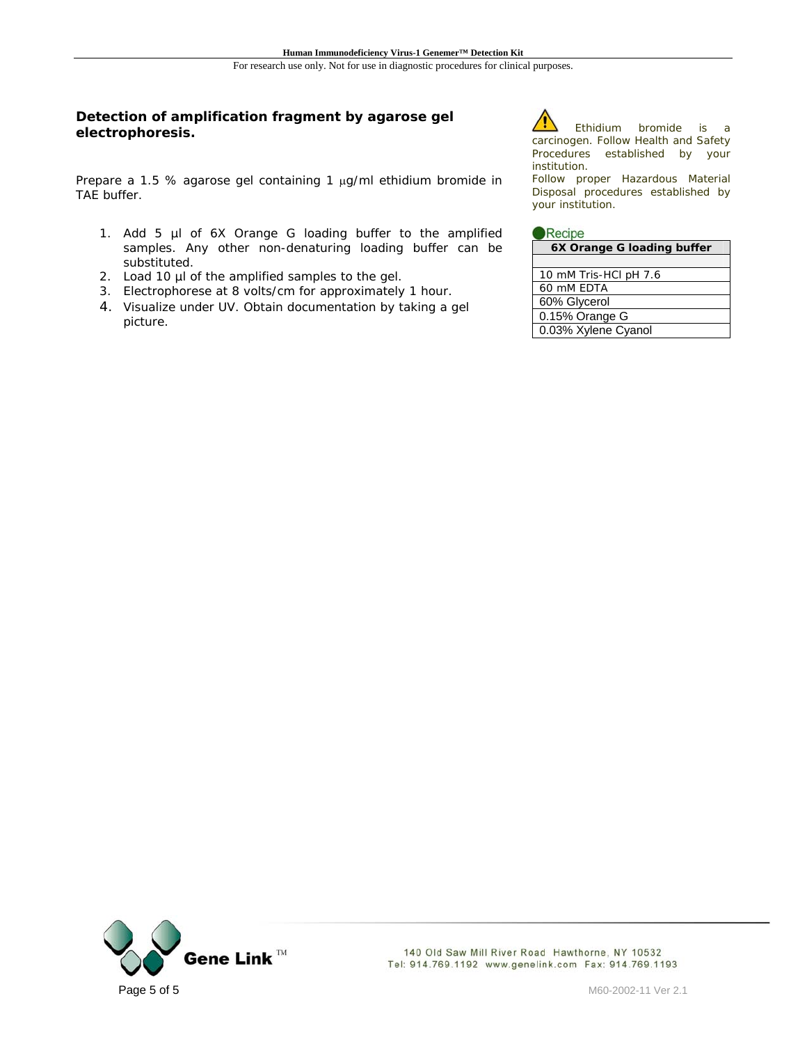### Detection of amplification fragment by agarose gel electrophoresis.

Prepare a 1.5 % agarose gel containing 1 µg/ml ethidium bromide in TAE buffer.

1. Add 5 µl of 6X Orange G loading buffer to the amplified samples. Any other non-denaturing loading buffer can be substituted.
2. Load 10 µl of the amplified samples to the gel.
3. Electrophorese at 8 volts/cm for approximately 1 hour.
4. Visualize under UV. Obtain documentation by taking a gel picture.

⚠ Ethidium bromide is a carcinogen. Follow Health and Safety Procedures established by your institution.
Follow proper Hazardous Material Disposal procedures established by your institution.

Recipe

| 6X Orange G loading buffer |
|---|
| |
| 10 mM Tris-HCl pH 7.6 |
| 60 mM EDTA |
| 60% Glycerol |
| 0.15% Orange G |
| 0.03% Xylene Cyanol |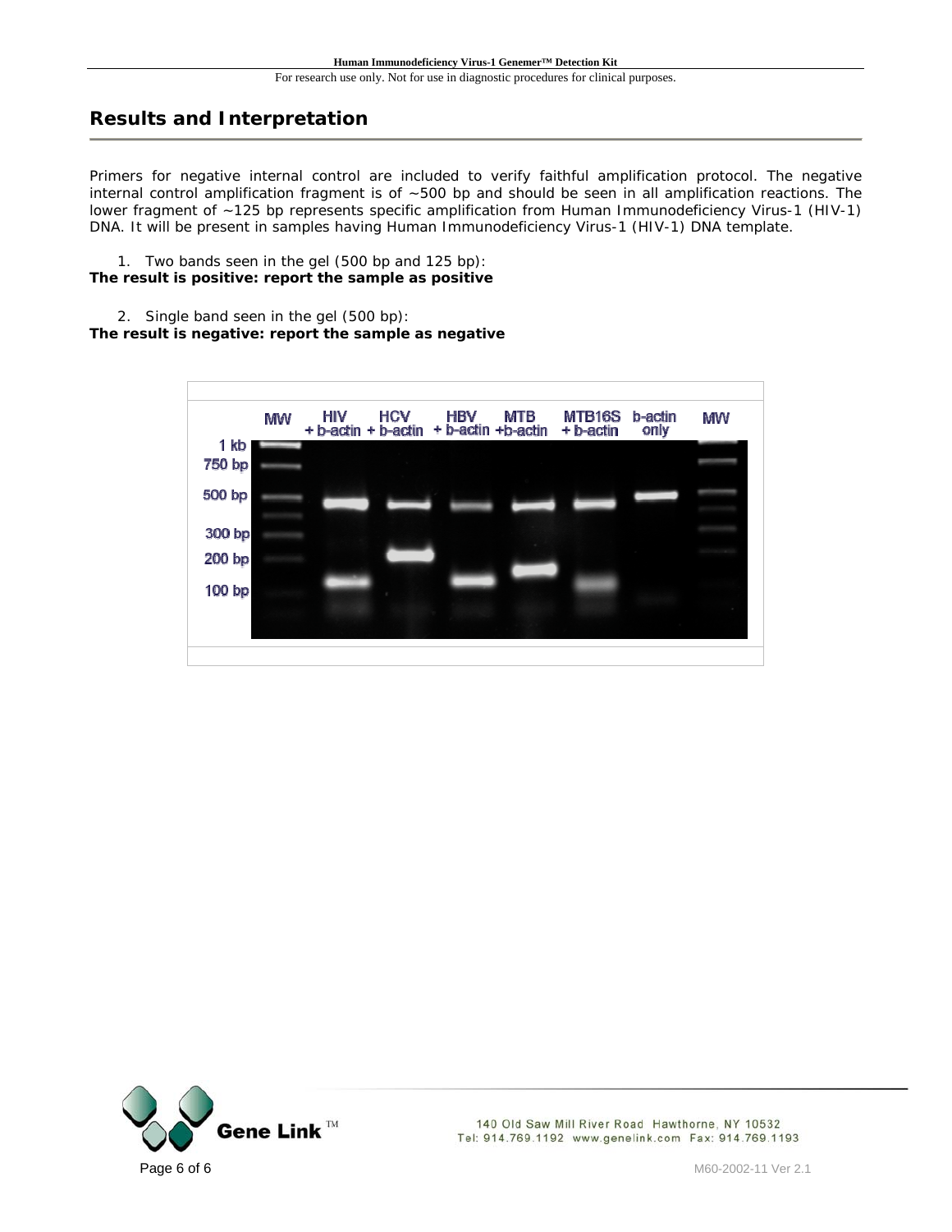## Results and Interpretation

Primers for negative internal control are included to verify faithful amplification protocol. The negative internal control amplification fragment is of ~500 bp and should be seen in all amplification reactions. The lower fragment of ~125 bp represents specific amplification from Human Immunodeficiency Virus-1 (HIV-1) DNA. It will be present in samples having Human Immunodeficiency Virus-1 (HIV-1) DNA template.

1. Two bands seen in the gel (500 bp and 125 bp):

**The result is positive: report the sample as positive**

2. Single band seen in the gel (500 bp):

**The result is negative: report the sample as negative**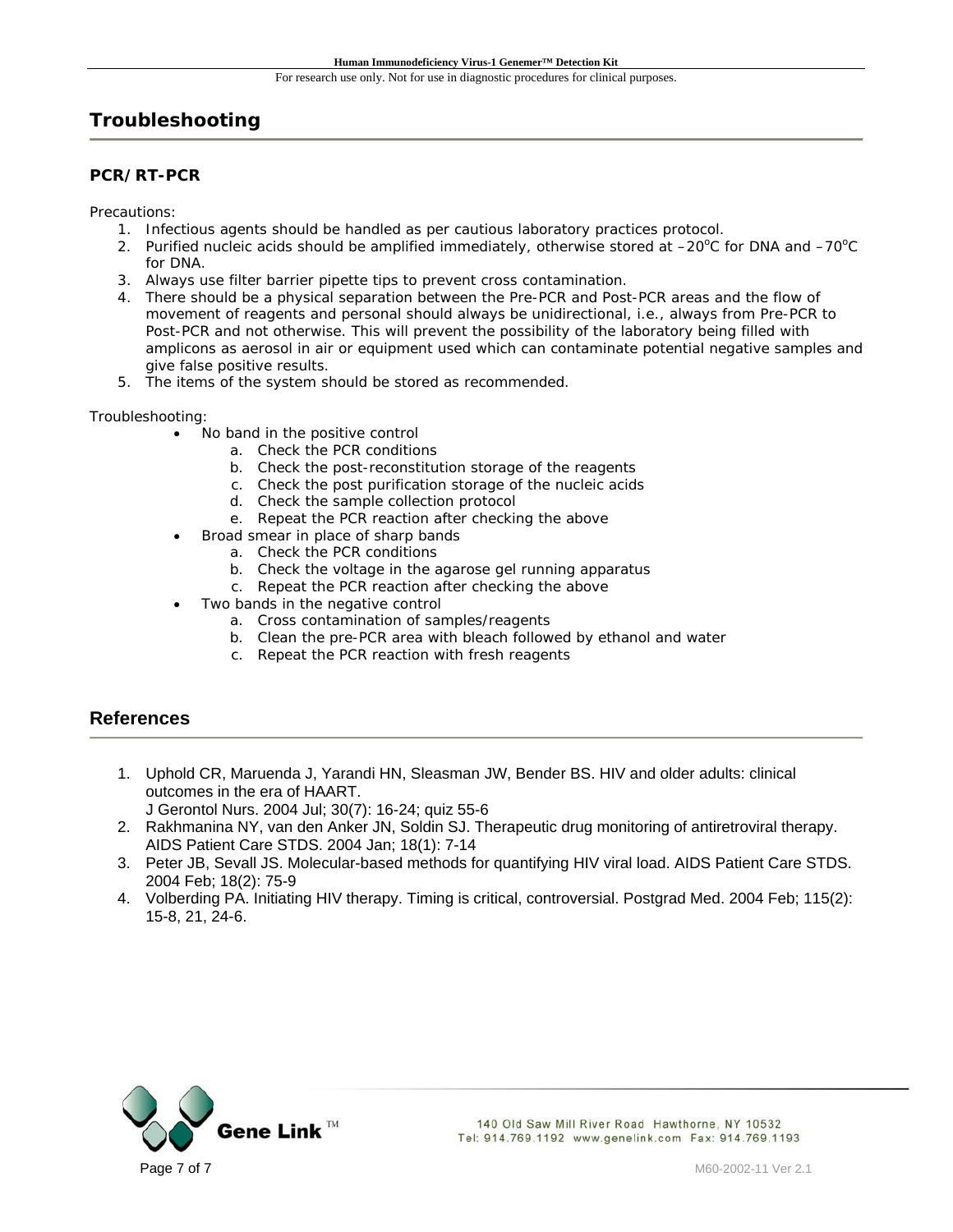## Troubleshooting

### PCR/RT-PCR

Precautions:

1. Infectious agents should be handled as per cautious laboratory practices protocol.
2. Purified nucleic acids should be amplified immediately, otherwise stored at –20°C for DNA and –70°C for DNA.
3. Always use filter barrier pipette tips to prevent cross contamination.
4. There should be a physical separation between the Pre-PCR and Post-PCR areas and the flow of movement of reagents and personal should always be unidirectional, i.e., always from Pre-PCR to Post-PCR and not otherwise. This will prevent the possibility of the laboratory being filled with amplicons as aerosol in air or equipment used which can contaminate potential negative samples and give false positive results.
5. The items of the system should be stored as recommended.

Troubleshooting:

- No band in the positive control
    a. Check the PCR conditions
    b. Check the post-reconstitution storage of the reagents
    c. Check the post purification storage of the nucleic acids
    d. Check the sample collection protocol
    e. Repeat the PCR reaction after checking the above
- Broad smear in place of sharp bands
    a. Check the PCR conditions
    b. Check the voltage in the agarose gel running apparatus
    c. Repeat the PCR reaction after checking the above
- Two bands in the negative control
    a. Cross contamination of samples/reagents
    b. Clean the pre-PCR area with bleach followed by ethanol and water
    c. Repeat the PCR reaction with fresh reagents

## References

1. Uphold CR, Maruenda J, Yarandi HN, Sleasman JW, Bender BS. HIV and older adults: clinical outcomes in the era of HAART.
   J Gerontol Nurs. 2004 Jul; 30(7): 16-24; quiz 55-6
2. Rakhmanina NY, van den Anker JN, Soldin SJ. Therapeutic drug monitoring of antiretroviral therapy. AIDS Patient Care STDS. 2004 Jan; 18(1): 7-14
3. Peter JB, Sevall JS. Molecular-based methods for quantifying HIV viral load. AIDS Patient Care STDS. 2004 Feb; 18(2): 75-9
4. Volberding PA. Initiating HIV therapy. Timing is critical, controversial. Postgrad Med. 2004 Feb; 115(2): 15-8, 21, 24-6.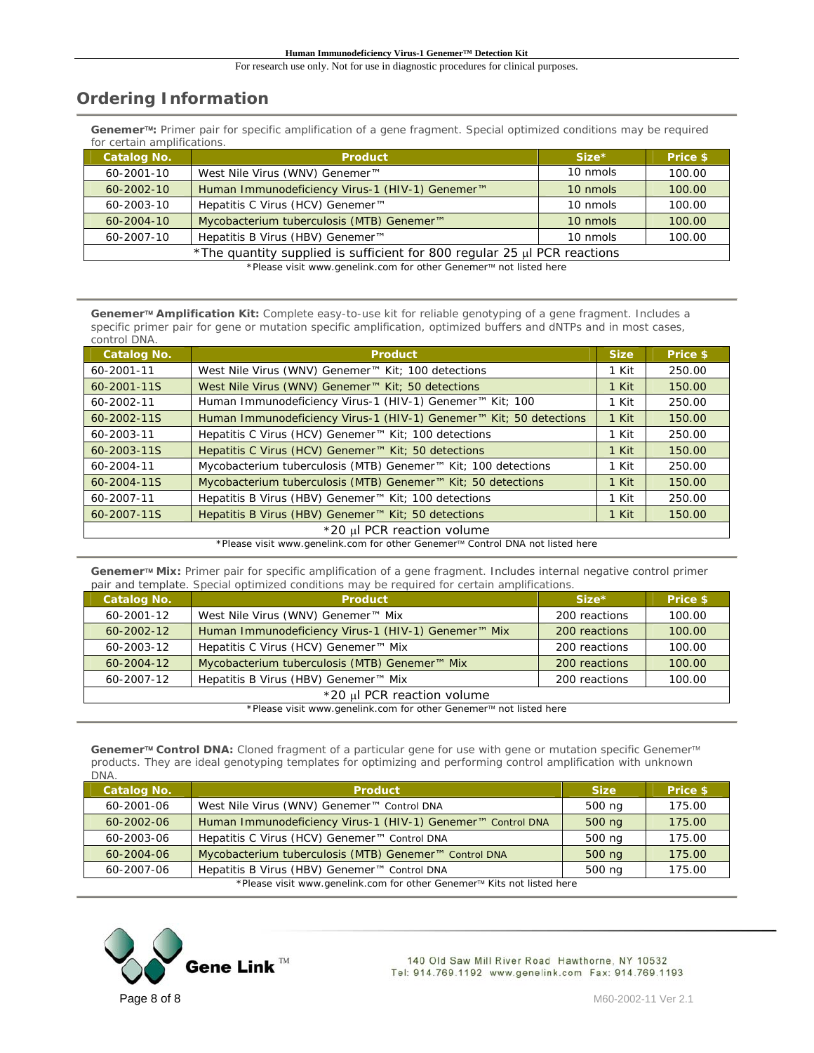## Ordering Information

**Genemer™:** Primer pair for specific amplification of a gene fragment. Special optimized conditions may be required for certain amplifications.

| Catalog No. | Product | Size* | Price $ |
|---|---|---|---|
| 60-2001-10 | West Nile Virus (WNV) Genemer™ | 10 nmols | 100.00 |
| 60-2002-10 | Human Immunodeficiency Virus-1 (HIV-1) Genemer™ | 10 nmols | 100.00 |
| 60-2003-10 | Hepatitis C Virus (HCV) Genemer™ | 10 nmols | 100.00 |
| 60-2004-10 | Mycobacterium tuberculosis (MTB) Genemer™ | 10 nmols | 100.00 |
| 60-2007-10 | Hepatitis B Virus (HBV) Genemer™ | 10 nmols | 100.00 |
| *The quantity supplied is sufficient for 800 regular 25 µl PCR reactions | | | |

*Please visit www.genelink.com for other Genemer™ not listed here

**Genemer™ Amplification Kit:** Complete easy-to-use kit for reliable genotyping of a gene fragment. Includes a specific primer pair for gene or mutation specific amplification, optimized buffers and dNTPs and in most cases, control DNA.

| Catalog No. | Product | Size | Price $ |
|---|---|---|---|
| 60-2001-11 | West Nile Virus (WNV) Genemer™ Kit; 100 detections | 1 Kit | 250.00 |
| 60-2001-11S | West Nile Virus (WNV) Genemer™ Kit; 50 detections | 1 Kit | 150.00 |
| 60-2002-11 | Human Immunodeficiency Virus-1 (HIV-1) Genemer™ Kit; 100 | 1 Kit | 250.00 |
| 60-2002-11S | Human Immunodeficiency Virus-1 (HIV-1) Genemer™ Kit; 50 detections | 1 Kit | 150.00 |
| 60-2003-11 | Hepatitis C Virus (HCV) Genemer™ Kit; 100 detections | 1 Kit | 250.00 |
| 60-2003-11S | Hepatitis C Virus (HCV) Genemer™ Kit; 50 detections | 1 Kit | 150.00 |
| 60-2004-11 | Mycobacterium tuberculosis (MTB) Genemer™ Kit; 100 detections | 1 Kit | 250.00 |
| 60-2004-11S | Mycobacterium tuberculosis (MTB) Genemer™ Kit; 50 detections | 1 Kit | 150.00 |
| 60-2007-11 | Hepatitis B Virus (HBV) Genemer™ Kit; 100 detections | 1 Kit | 250.00 |
| 60-2007-11S | Hepatitis B Virus (HBV) Genemer™ Kit; 50 detections | 1 Kit | 150.00 |
| *20 µl PCR reaction volume | | | |

*Please visit www.genelink.com for other Genemer™ Control DNA not listed here

**Genemer™ Mix:** Primer pair for specific amplification of a gene fragment. Includes internal negative control primer pair and template. Special optimized conditions may be required for certain amplifications.

| Catalog No. | Product | Size* | Price $ |
|---|---|---|---|
| 60-2001-12 | West Nile Virus (WNV) Genemer™ Mix | 200 reactions | 100.00 |
| 60-2002-12 | Human Immunodeficiency Virus-1 (HIV-1) Genemer™ Mix | 200 reactions | 100.00 |
| 60-2003-12 | Hepatitis C Virus (HCV) Genemer™ Mix | 200 reactions | 100.00 |
| 60-2004-12 | Mycobacterium tuberculosis (MTB) Genemer™ Mix | 200 reactions | 100.00 |
| 60-2007-12 | Hepatitis B Virus (HBV) Genemer™ Mix | 200 reactions | 100.00 |
| *20 µl PCR reaction volume | | | |

*Please visit www.genelink.com for other Genemer™ not listed here

**Genemer™ Control DNA:** Cloned fragment of a particular gene for use with gene or mutation specific Genemer™ products. They are ideal genotyping templates for optimizing and performing control amplification with unknown DNA.

| Catalog No. | Product | Size | Price $ |
|---|---|---|---|
| 60-2001-06 | West Nile Virus (WNV) Genemer™ Control DNA | 500 ng | 175.00 |
| 60-2002-06 | Human Immunodeficiency Virus-1 (HIV-1) Genemer™ Control DNA | 500 ng | 175.00 |
| 60-2003-06 | Hepatitis C Virus (HCV) Genemer™ Control DNA | 500 ng | 175.00 |
| 60-2004-06 | Mycobacterium tuberculosis (MTB) Genemer™ Control DNA | 500 ng | 175.00 |
| 60-2007-06 | Hepatitis B Virus (HBV) Genemer™ Control DNA | 500 ng | 175.00 |

*Please visit www.genelink.com for other Genemer™ Kits not listed here

Gene Link™

140 Old Saw Mill River Road Hawthorne, NY 10532
Tel: 914.769.1192 www.genelink.com Fax: 914.769.1193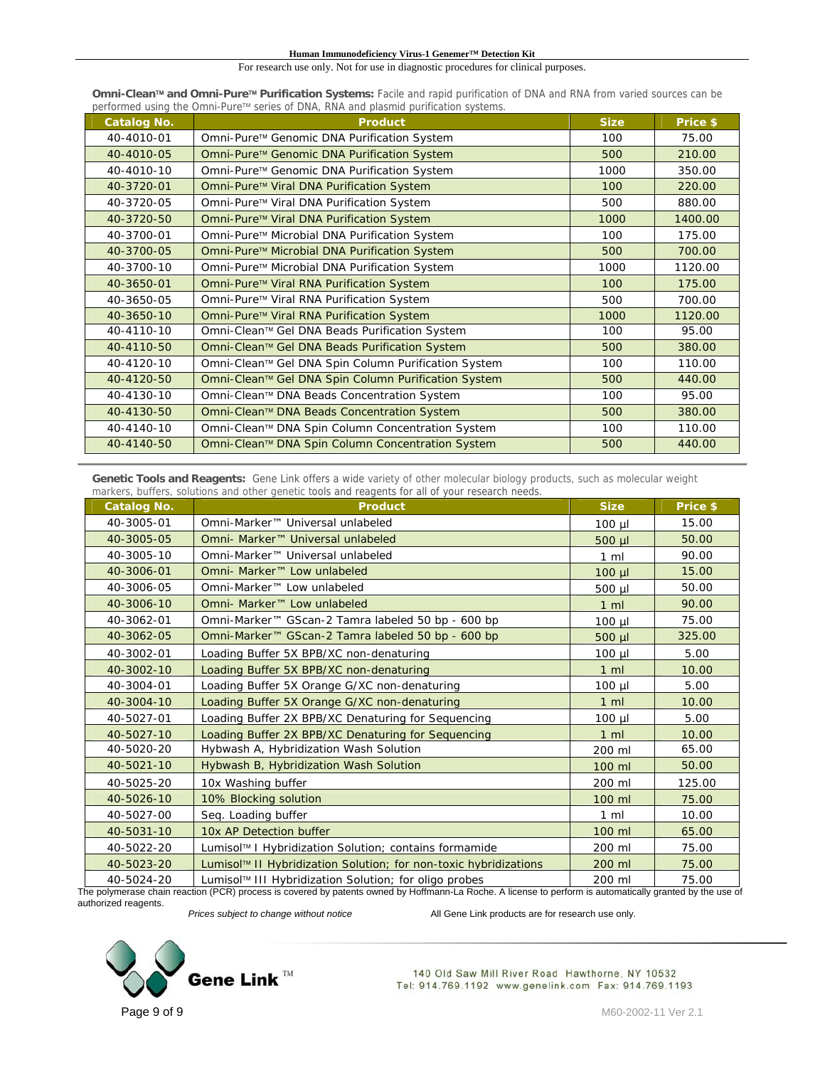**Omni-Clean™ and Omni-Pure™ Purification Systems:** Facile and rapid purification of DNA and RNA from varied sources can be performed using the Omni-Pure™ series of DNA, RNA and plasmid purification systems.

| Catalog No. | Product | Size | Price $ |
|---|---|---|---|
| 40-4010-01 | Omni-Pure™ Genomic DNA Purification System | 100 | 75.00 |
| 40-4010-05 | Omni-Pure™ Genomic DNA Purification System | 500 | 210.00 |
| 40-4010-10 | Omni-Pure™ Genomic DNA Purification System | 1000 | 350.00 |
| 40-3720-01 | Omni-Pure™ Viral DNA Purification System | 100 | 220.00 |
| 40-3720-05 | Omni-Pure™ Viral DNA Purification System | 500 | 880.00 |
| 40-3720-50 | Omni-Pure™ Viral DNA Purification System | 1000 | 1400.00 |
| 40-3700-01 | Omni-Pure™ Microbial DNA Purification System | 100 | 175.00 |
| 40-3700-05 | Omni-Pure™ Microbial DNA Purification System | 500 | 700.00 |
| 40-3700-10 | Omni-Pure™ Microbial DNA Purification System | 1000 | 1120.00 |
| 40-3650-01 | Omni-Pure™ Viral RNA Purification System | 100 | 175.00 |
| 40-3650-05 | Omni-Pure™ Viral RNA Purification System | 500 | 700.00 |
| 40-3650-10 | Omni-Pure™ Viral RNA Purification System | 1000 | 1120.00 |
| 40-4110-10 | Omni-Clean™ Gel DNA Beads Purification System | 100 | 95.00 |
| 40-4110-50 | Omni-Clean™ Gel DNA Beads Purification System | 500 | 380.00 |
| 40-4120-10 | Omni-Clean™ Gel DNA Spin Column Purification System | 100 | 110.00 |
| 40-4120-50 | Omni-Clean™ Gel DNA Spin Column Purification System | 500 | 440.00 |
| 40-4130-10 | Omni-Clean™ DNA Beads Concentration System | 100 | 95.00 |
| 40-4130-50 | Omni-Clean™ DNA Beads Concentration System | 500 | 380.00 |
| 40-4140-10 | Omni-Clean™ DNA Spin Column Concentration System | 100 | 110.00 |
| 40-4140-50 | Omni-Clean™ DNA Spin Column Concentration System | 500 | 440.00 |

**Genetic Tools and Reagents:** Gene Link offers a wide variety of other molecular biology products, such as molecular weight markers, buffers, solutions and other genetic tools and reagents for all of your research needs.

| Catalog No. | Product | Size | Price $ |
|---|---|---|---|
| 40-3005-01 | Omni-Marker™ Universal unlabeled | 100 µl | 15.00 |
| 40-3005-05 | Omni- Marker™ Universal unlabeled | 500 µl | 50.00 |
| 40-3005-10 | Omni-Marker™ Universal unlabeled | 1 ml | 90.00 |
| 40-3006-01 | Omni- Marker™ Low unlabeled | 100 µl | 15.00 |
| 40-3006-05 | Omni-Marker™ Low unlabeled | 500 µl | 50.00 |
| 40-3006-10 | Omni- Marker™ Low unlabeled | 1 ml | 90.00 |
| 40-3062-01 | Omni-Marker™ GScan-2 Tamra labeled 50 bp - 600 bp | 100 µl | 75.00 |
| 40-3062-05 | Omni-Marker™ GScan-2 Tamra labeled 50 bp - 600 bp | 500 µl | 325.00 |
| 40-3002-01 | Loading Buffer 5X BPB/XC non-denaturing | 100 µl | 5.00 |
| 40-3002-10 | Loading Buffer 5X BPB/XC non-denaturing | 1 ml | 10.00 |
| 40-3004-01 | Loading Buffer 5X Orange G/XC non-denaturing | 100 µl | 5.00 |
| 40-3004-10 | Loading Buffer 5X Orange G/XC non-denaturing | 1 ml | 10.00 |
| 40-5027-01 | Loading Buffer 2X BPB/XC Denaturing for Sequencing | 100 µl | 5.00 |
| 40-5027-10 | Loading Buffer 2X BPB/XC Denaturing for Sequencing | 1 ml | 10.00 |
| 40-5020-20 | Hybwash A, Hybridization Wash Solution | 200 ml | 65.00 |
| 40-5021-10 | Hybwash B, Hybridization Wash Solution | 100 ml | 50.00 |
| 40-5025-20 | 10x Washing buffer | 200 ml | 125.00 |
| 40-5026-10 | 10% Blocking solution | 100 ml | 75.00 |
| 40-5027-00 | Seq. Loading buffer | 1 ml | 10.00 |
| 40-5031-10 | 10x AP Detection buffer | 100 ml | 65.00 |
| 40-5022-20 | Lumisol™ I Hybridization Solution; contains formamide | 200 ml | 75.00 |
| 40-5023-20 | Lumisol™ II Hybridization Solution; for non-toxic hybridizations | 200 ml | 75.00 |
| 40-5024-20 | Lumisol™ III Hybridization Solution; for oligo probes | 200 ml | 75.00 |

The polymerase chain reaction (PCR) process is covered by patents owned by Hoffmann-La Roche. A license to perform is automatically granted by the use of authorized reagents.

*Prices subject to change without notice* All Gene Link products are for research use only.

Gene Link™

140 Old Saw Mill River Road Hawthorne, NY 10532
Tel: 914.769.1192 www.genelink.com Fax: 914.769.1193